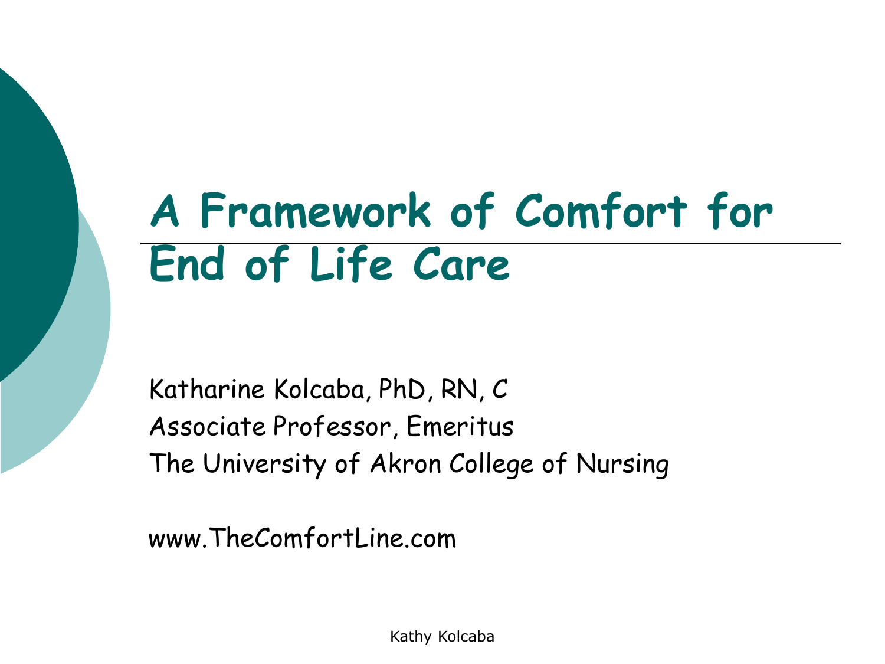# A Framework of Comfort for End of Life Care

Katharine Kolcaba, PhD, RN, C
Associate Professor, Emeritus
The University of Akron College of Nursing

www.TheComfortLine.com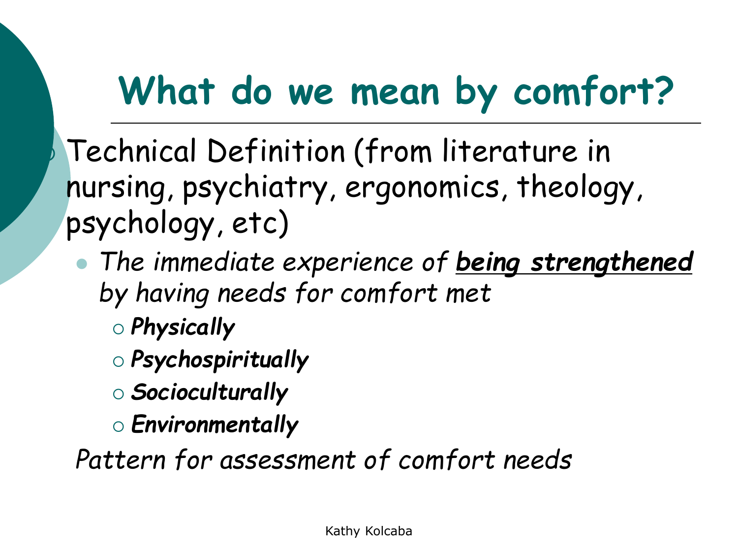# What do we mean by comfort?

- Technical Definition (from literature in nursing, psychiatry, ergonomics, theology, psychology, etc)
  - *The immediate experience of **being strengthened** by having needs for comfort met*
    - ***Physically***
    - ***Psychospiritually***
    - ***Socioculturally***
    - ***Environmentally***

*Pattern for assessment of comfort needs*

Kathy Kolcaba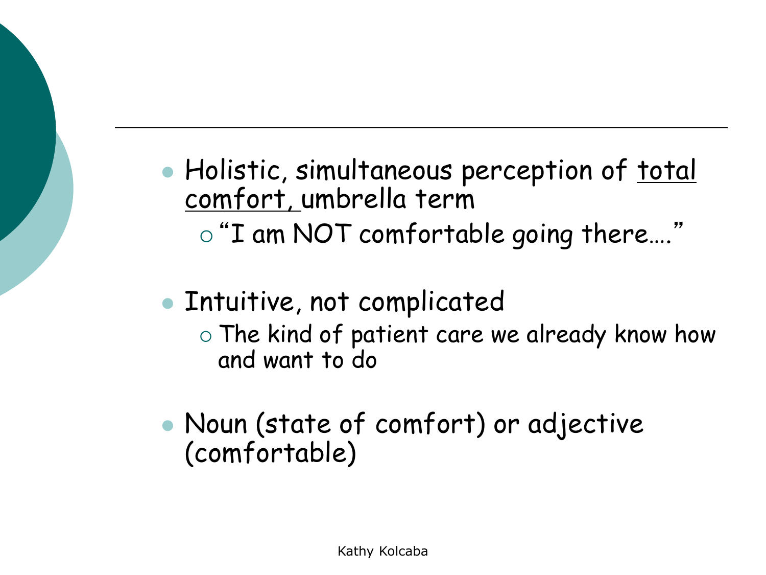- Holistic, simultaneous perception of <u>total comfort,</u> umbrella term
  - "I am NOT comfortable going there…."
- Intuitive, not complicated
  - The kind of patient care we already know how and want to do
- Noun (state of comfort) or adjective (comfortable)

Kathy Kolcaba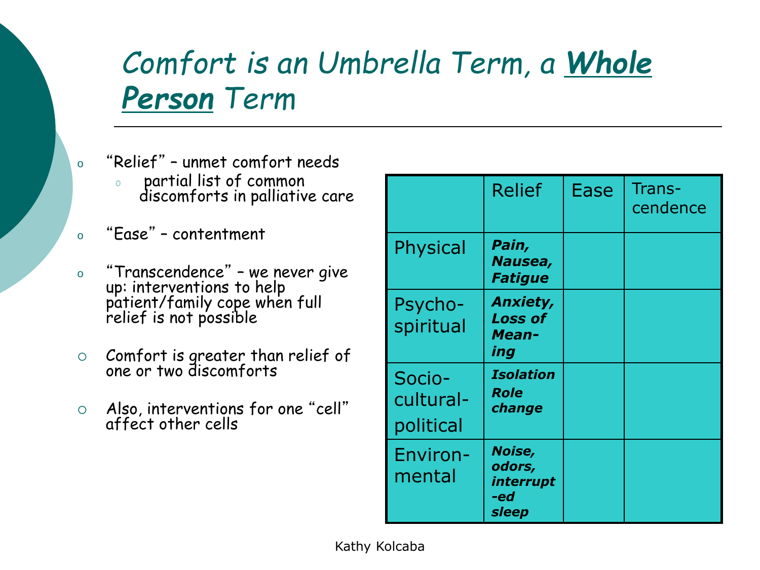# *Comfort is an Umbrella Term, a **Whole Person** Term*

- "Relief" – unmet comfort needs
  - partial list of common discomforts in palliative care
- "Ease" – contentment
- "Transcendence" – we never give up: interventions to help patient/family cope when full relief is not possible
- Comfort is greater than relief of one or two discomforts
- Also, interventions for one "cell" affect other cells

| | Relief | Ease | Trans-cendence |
|---|---|---|---|
| Physical | ***Pain, Nausea, Fatigue*** | | |
| Psycho-spiritual | ***Anxiety, Loss of Mean-ing*** | | |
| Socio-cultural-political | ***Isolation Role change*** | | |
| Environ-mental | ***Noise, odors, interrupt-ed sleep*** | | |

Kathy Kolcaba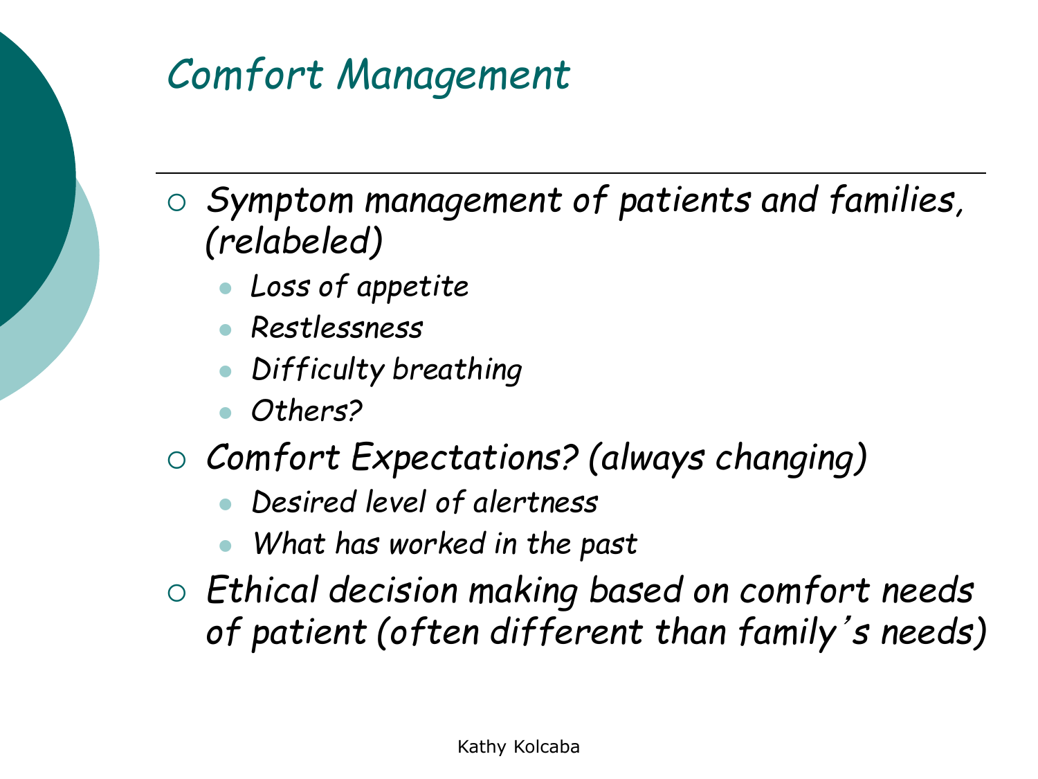# *Comfort Management*

- *Symptom management of patients and families, (relabeled)*
  - *Loss of appetite*
  - *Restlessness*
  - *Difficulty breathing*
  - *Others?*
- *Comfort Expectations? (always changing)*
  - *Desired level of alertness*
  - *What has worked in the past*
- *Ethical decision making based on comfort needs of patient (often different than family's needs)*

Kathy Kolcaba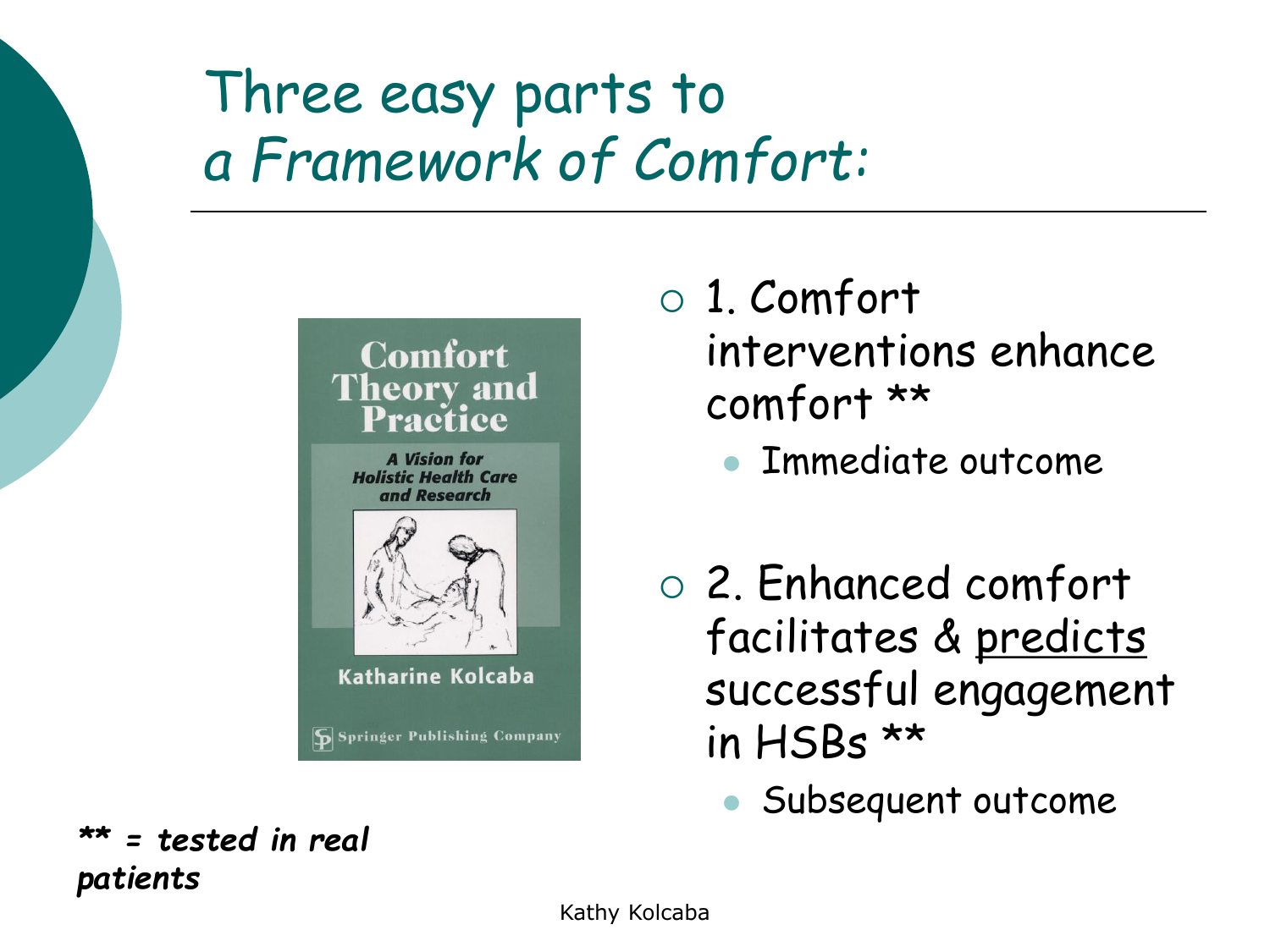# Three easy parts to *a Framework of Comfort:*

- 1. Comfort interventions enhance comfort **
  - Immediate outcome
- 2. Enhanced comfort facilitates & <u>predicts</u> successful engagement in HSBs **
  - Subsequent outcome

***** = tested in real patients***

Kathy Kolcaba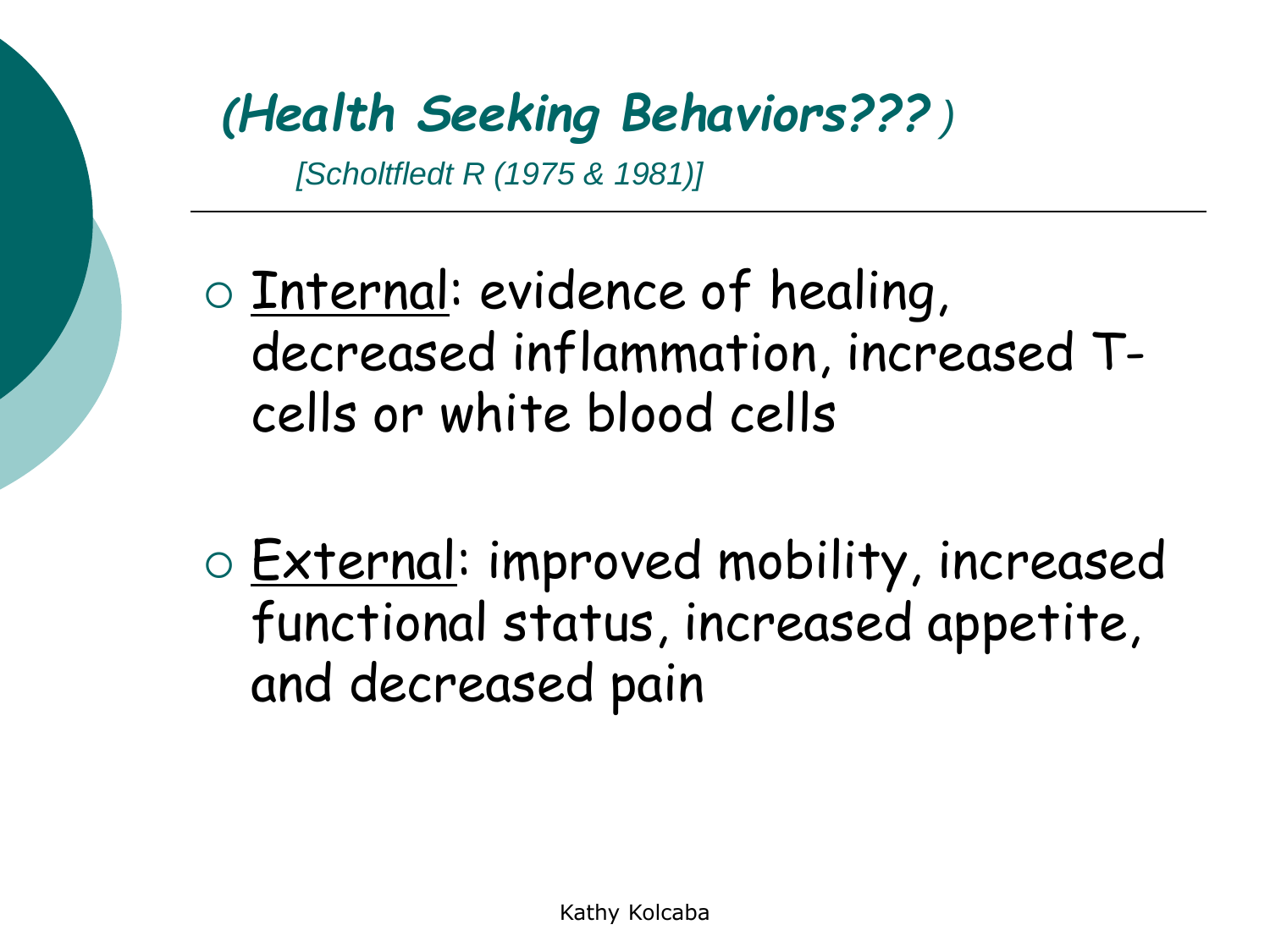## *(Health Seeking Behaviors???)*

*[Scholtfledt R (1975 & 1981)]*

- Internal: evidence of healing, decreased inflammation, increased T-cells or white blood cells
- External: improved mobility, increased functional status, increased appetite, and decreased pain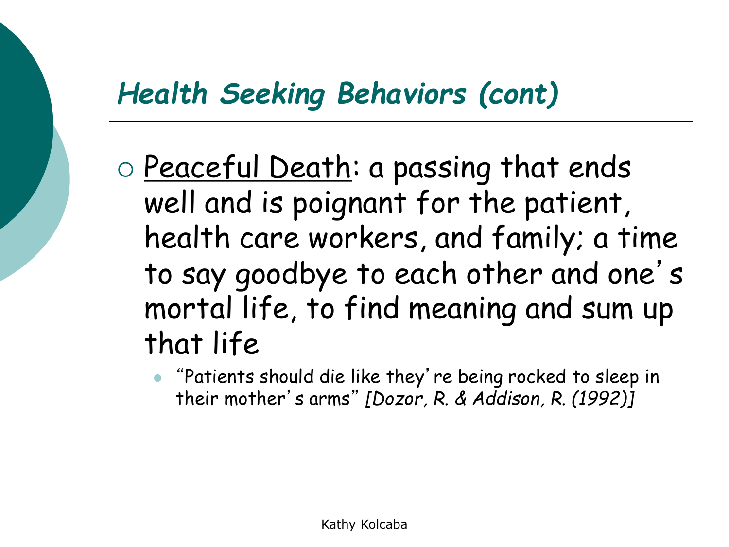## *Health Seeking Behaviors (cont)*

- Peaceful Death: a passing that ends well and is poignant for the patient, health care workers, and family; a time to say goodbye to each other and one's mortal life, to find meaning and sum up that life
  - "Patients should die like they're being rocked to sleep in their mother's arms" *[Dozor, R. & Addison, R. (1992)]*

Kathy Kolcaba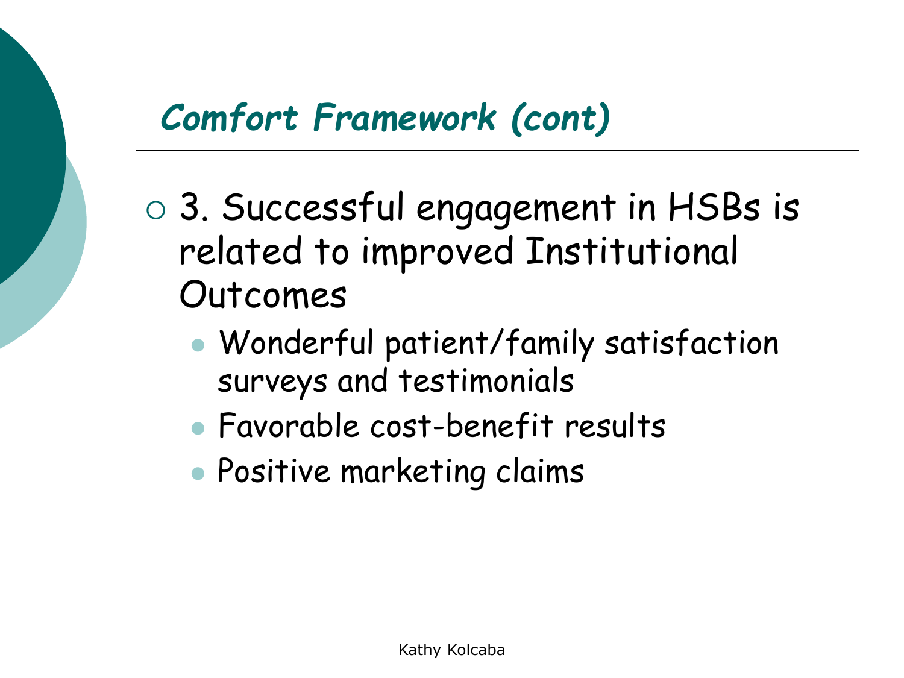## *Comfort Framework (cont)*

- 3. Successful engagement in HSBs is related to improved Institutional Outcomes
  - Wonderful patient/family satisfaction surveys and testimonials
  - Favorable cost-benefit results
  - Positive marketing claims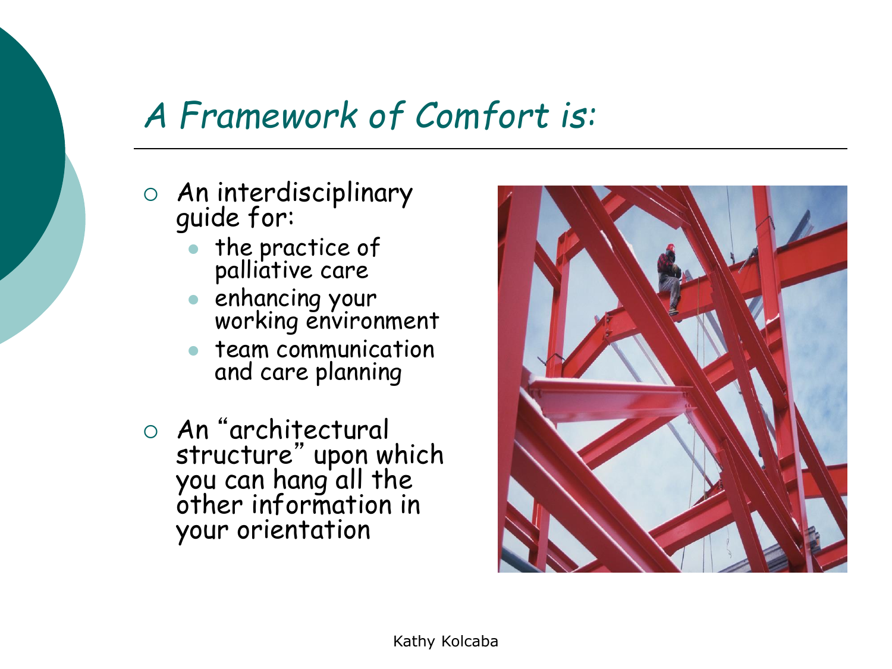# *A Framework of Comfort is:*

- An interdisciplinary guide for:
  - the practice of palliative care
  - enhancing your working environment
  - team communication and care planning
- An "architectural structure" upon which you can hang all the other information in your orientation

Kathy Kolcaba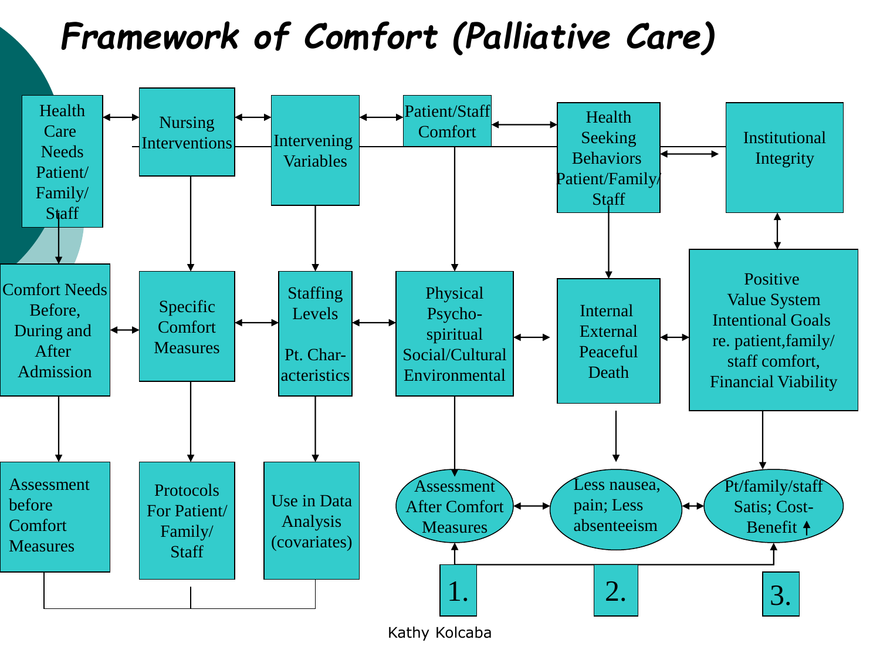# Framework of Comfort (Palliative Care)

Health Care Needs Patient/ Family/ Staff ↔ Nursing Interventions ↔ Intervening Variables ↔ Patient/Staff Comfort ↔ Health Seeking Behaviors Patient/Family/ Staff ↔ Institutional Integrity

Comfort Needs Before, During and After Admission ↔ Specific Comfort Measures ↔ Staffing Levels

Pt. Characteristics ↔ Physical Psycho-spiritual Social/Cultural Environmental ↔ Internal External Peaceful Death ↔ Positive Value System Intentional Goals re. patient, family/ staff comfort, Financial Viability

Assessment before Comfort Measures

Protocols For Patient/ Family/ Staff

Use in Data Analysis (covariates)

Assessment After Comfort Measures ↔ Less nausea, pain; Less absenteeism ↔ Pt/family/staff Satis; Cost-Benefit ↑

1.

2.

3.

Kathy Kolcaba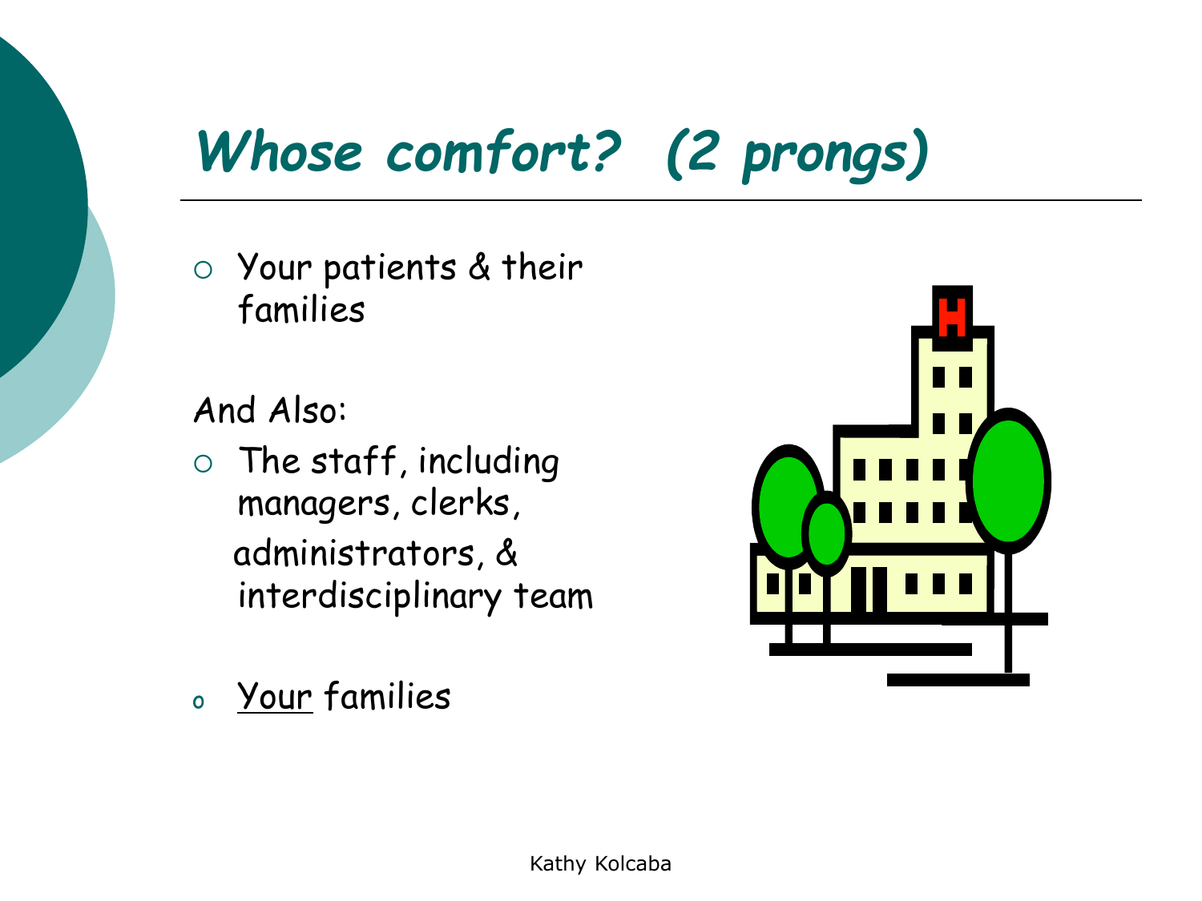# *Whose comfort? (2 prongs)*

- Your patients & their families

And Also:

- The staff, including managers, clerks, administrators, & interdisciplinary team

- Your families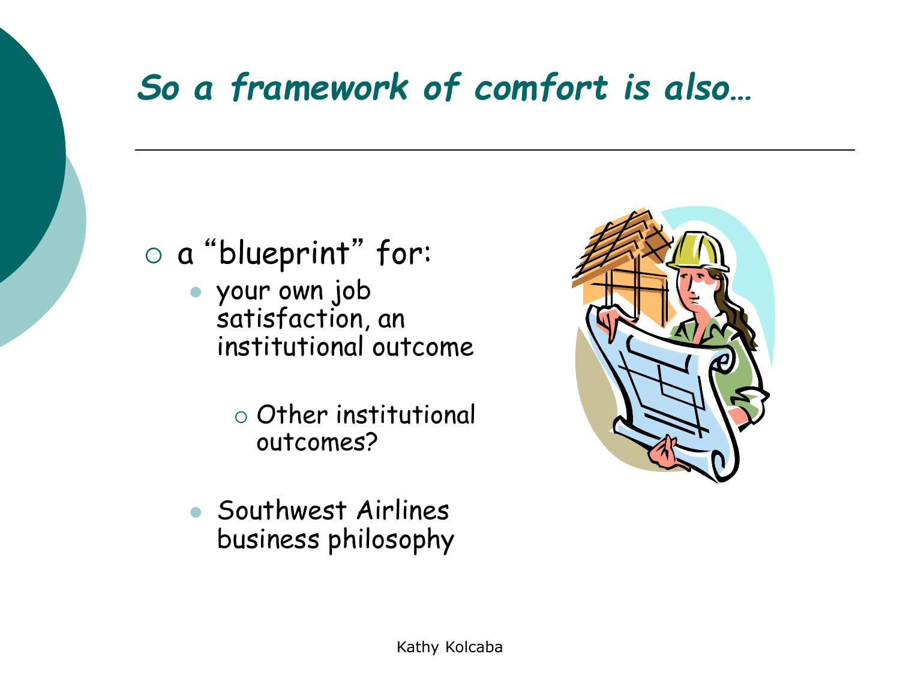# *So a framework of comfort is also…*

- a "blueprint" for:
  - your own job satisfaction, an institutional outcome
    - Other institutional outcomes?
  - Southwest Airlines business philosophy

Kathy Kolcaba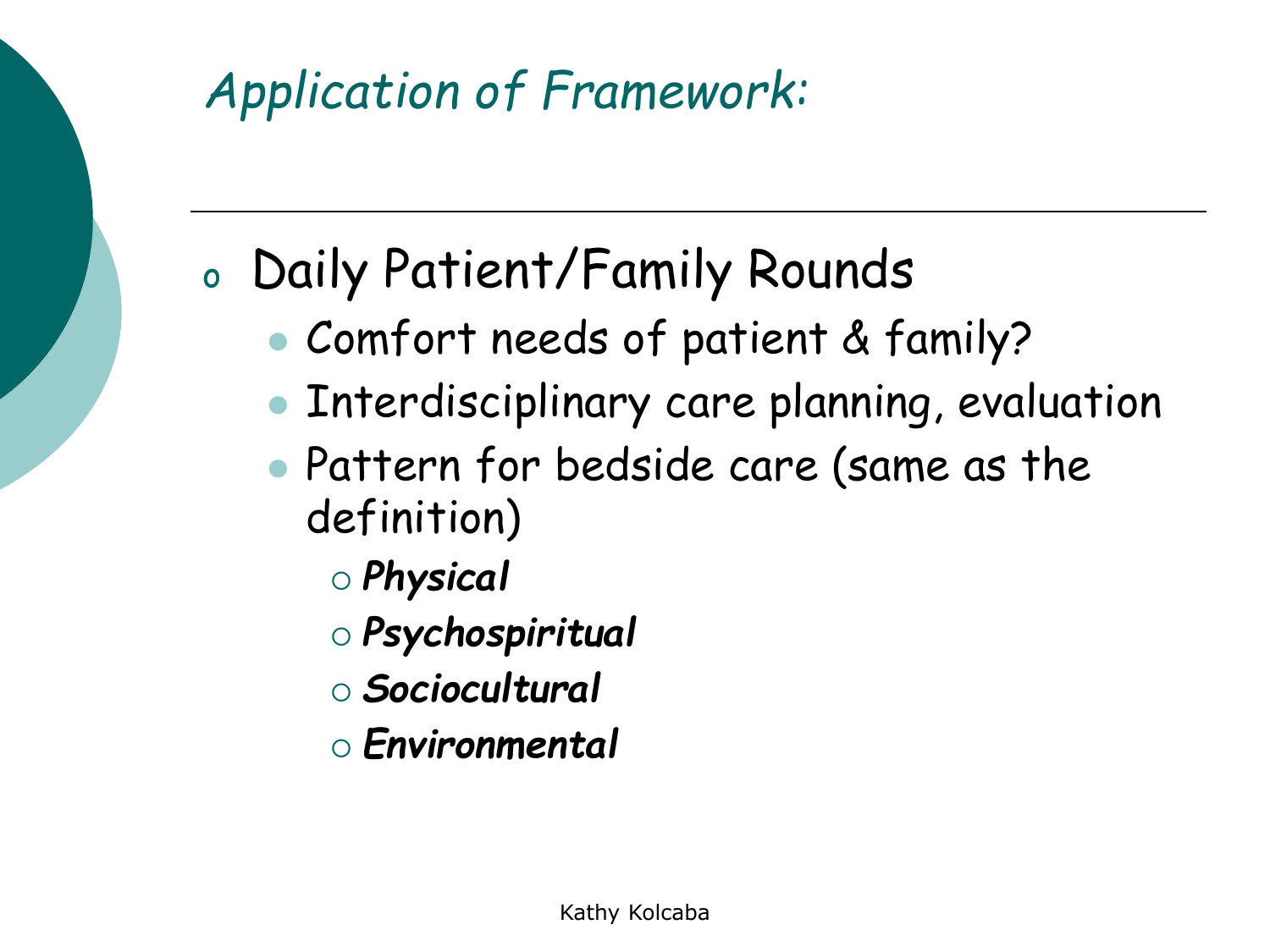# *Application of Framework:*

- Daily Patient/Family Rounds
  - Comfort needs of patient & family?
  - Interdisciplinary care planning, evaluation
  - Pattern for bedside care (same as the definition)
    - ***Physical***
    - ***Psychospiritual***
    - ***Sociocultural***
    - ***Environmental***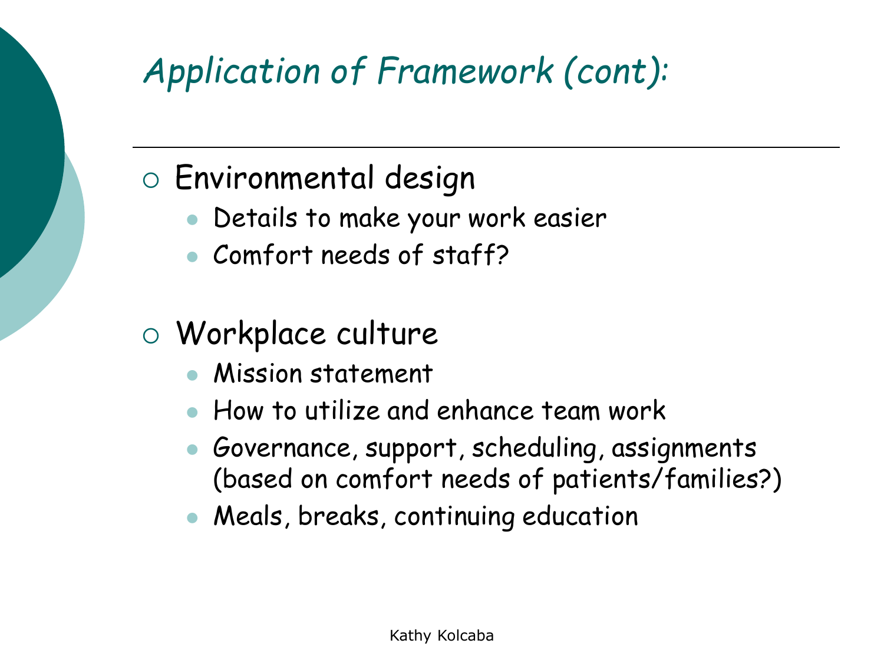# *Application of Framework (cont):*

- Environmental design
  - Details to make your work easier
  - Comfort needs of staff?
- Workplace culture
  - Mission statement
  - How to utilize and enhance team work
  - Governance, support, scheduling, assignments (based on comfort needs of patients/families?)
  - Meals, breaks, continuing education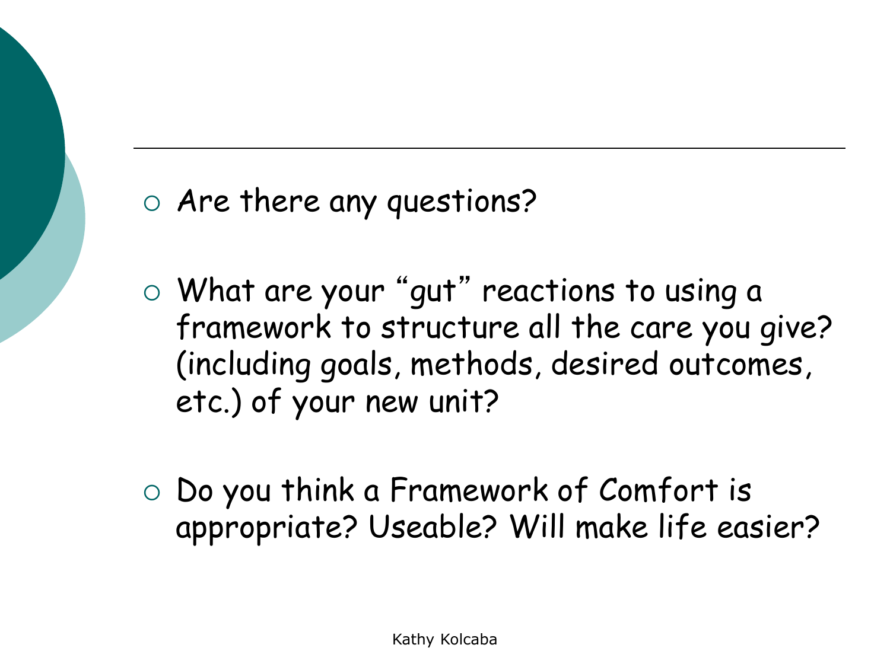- Are there any questions?
- What are your "gut" reactions to using a framework to structure all the care you give? (including goals, methods, desired outcomes, etc.) of your new unit?
- Do you think a Framework of Comfort is appropriate? Useable? Will make life easier?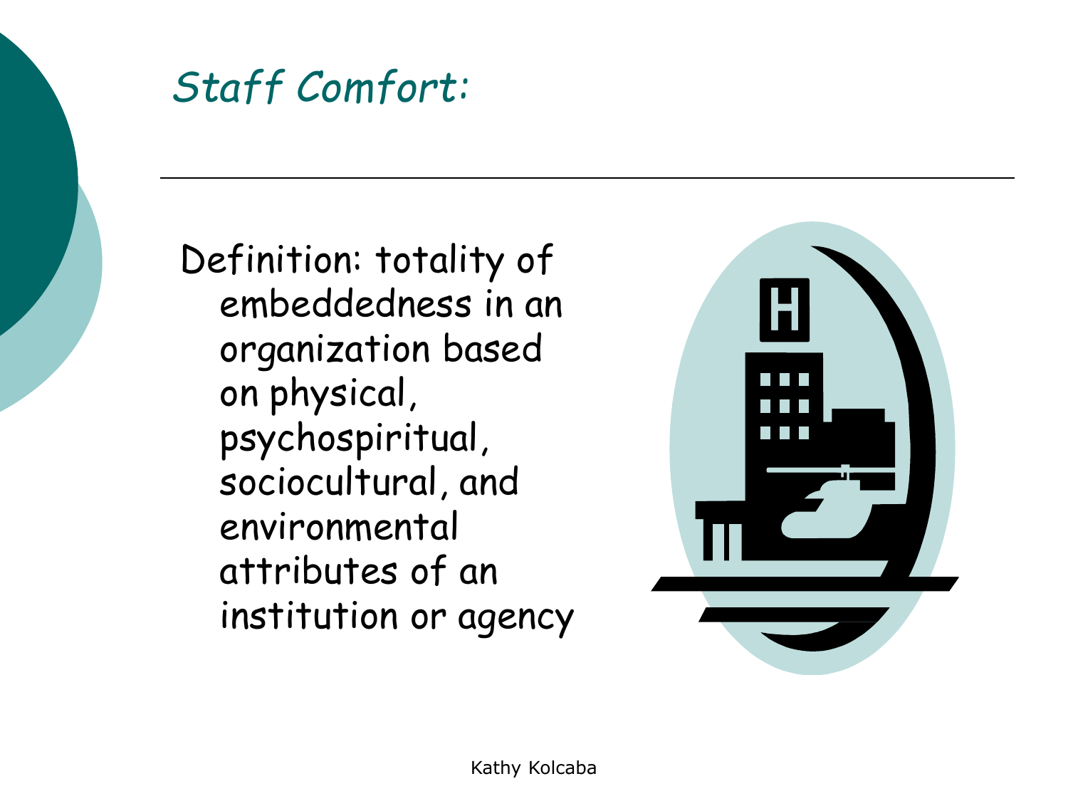# *Staff Comfort:*

Definition: totality of embeddedness in an organization based on physical, psychospiritual, sociocultural, and environmental attributes of an institution or agency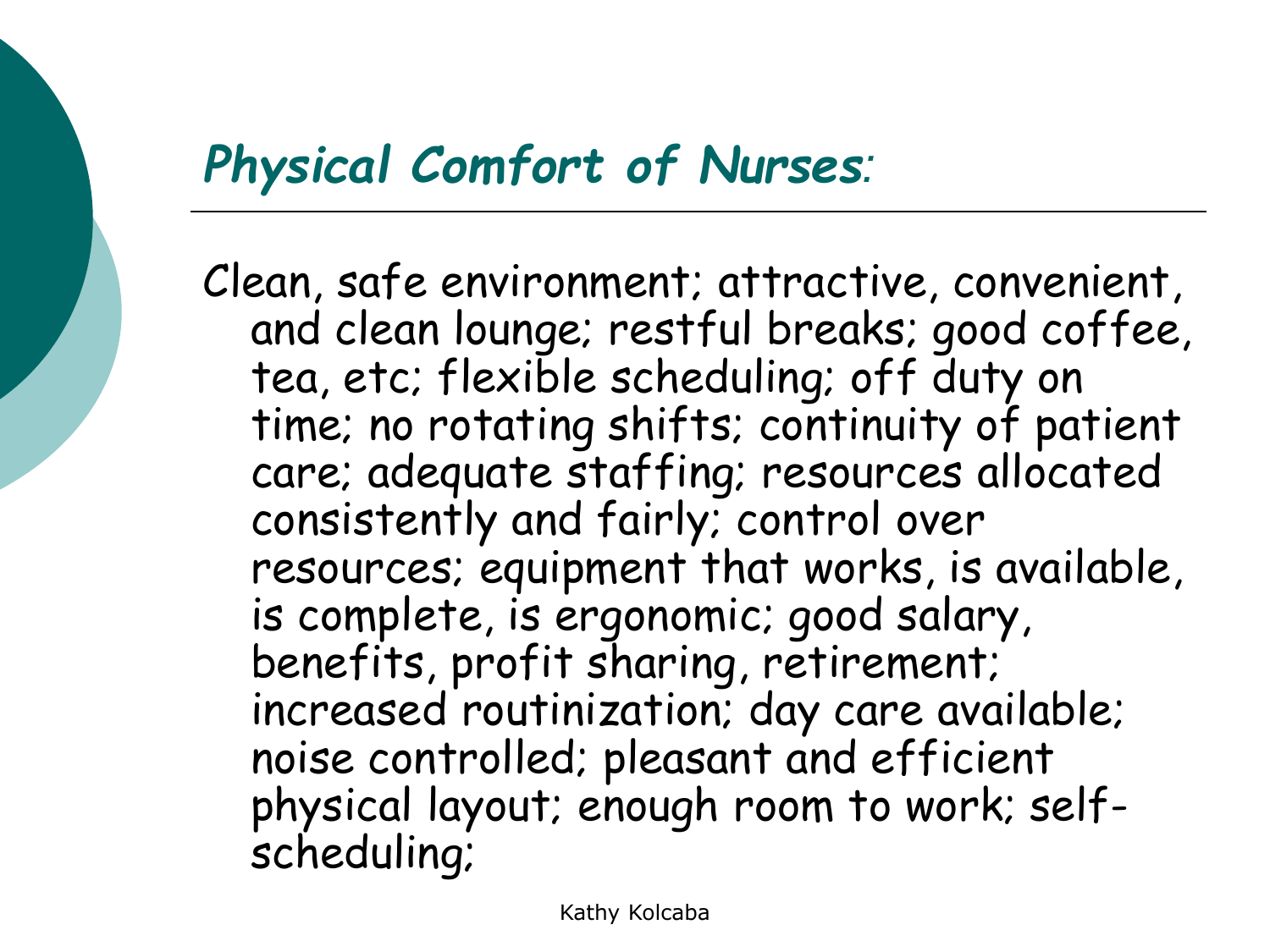## *Physical Comfort of Nurses*:

Clean, safe environment; attractive, convenient, and clean lounge; restful breaks; good coffee, tea, etc; flexible scheduling; off duty on time; no rotating shifts; continuity of patient care; adequate staffing; resources allocated consistently and fairly; control over resources; equipment that works, is available, is complete, is ergonomic; good salary, benefits, profit sharing, retirement; increased routinization; day care available; noise controlled; pleasant and efficient physical layout; enough room to work; self-scheduling;

Kathy Kolcaba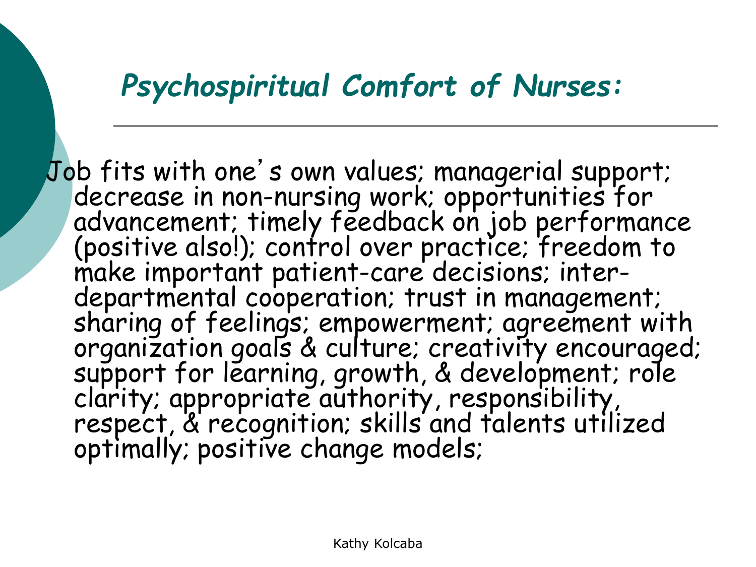## *Psychospiritual Comfort of Nurses:*

Job fits with one's own values; managerial support; decrease in non-nursing work; opportunities for advancement; timely feedback on job performance (positive also!); control over practice; freedom to make important patient-care decisions; inter-departmental cooperation; trust in management; sharing of feelings; empowerment; agreement with organization goals & culture; creativity encouraged; support for learning, growth, & development; role clarity; appropriate authority, responsibility, respect, & recognition; skills and talents utilized optimally; positive change models;

Kathy Kolcaba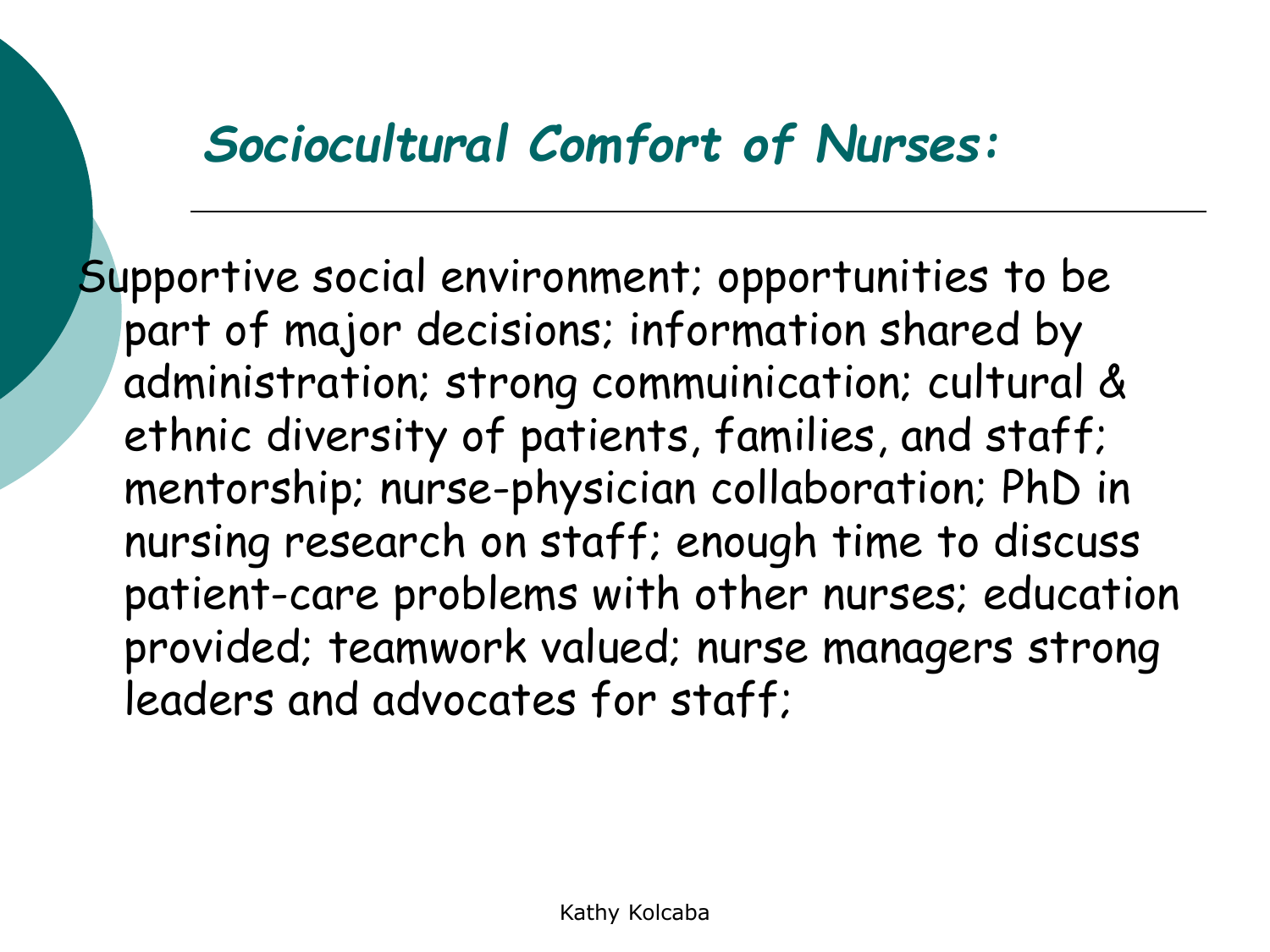## *Sociocultural Comfort of Nurses:*

Supportive social environment; opportunities to be part of major decisions; information shared by administration; strong commuinication; cultural & ethnic diversity of patients, families, and staff; mentorship; nurse-physician collaboration; PhD in nursing research on staff; enough time to discuss patient-care problems with other nurses; education provided; teamwork valued; nurse managers strong leaders and advocates for staff;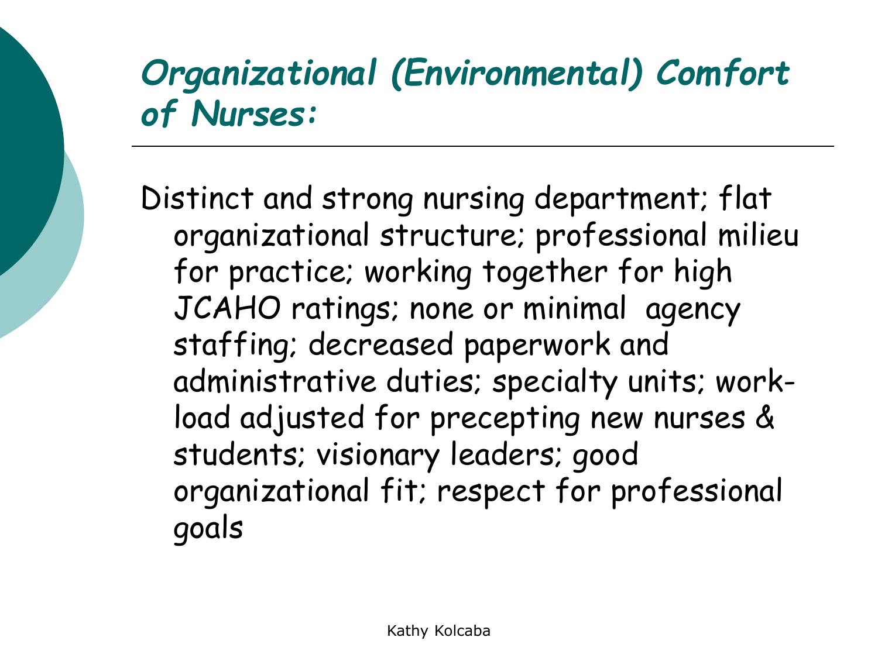## *Organizational (Environmental) Comfort of Nurses:*

Distinct and strong nursing department; flat organizational structure; professional milieu for practice; working together for high JCAHO ratings; none or minimal agency staffing; decreased paperwork and administrative duties; specialty units; work-load adjusted for precepting new nurses & students; visionary leaders; good organizational fit; respect for professional goals

Kathy Kolcaba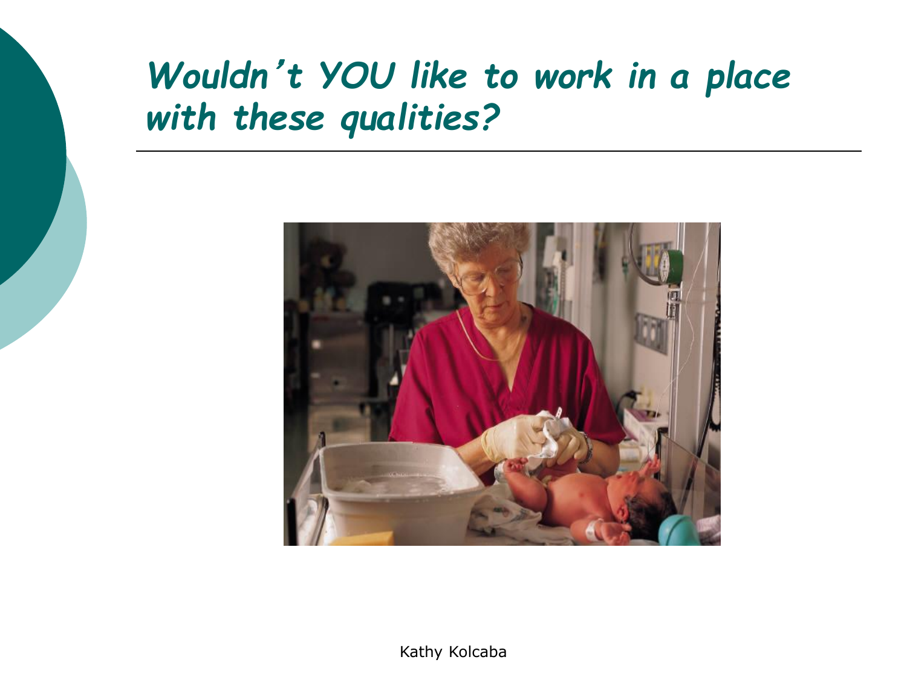# *Wouldn't YOU like to work in a place with these qualities?*

Kathy Kolcaba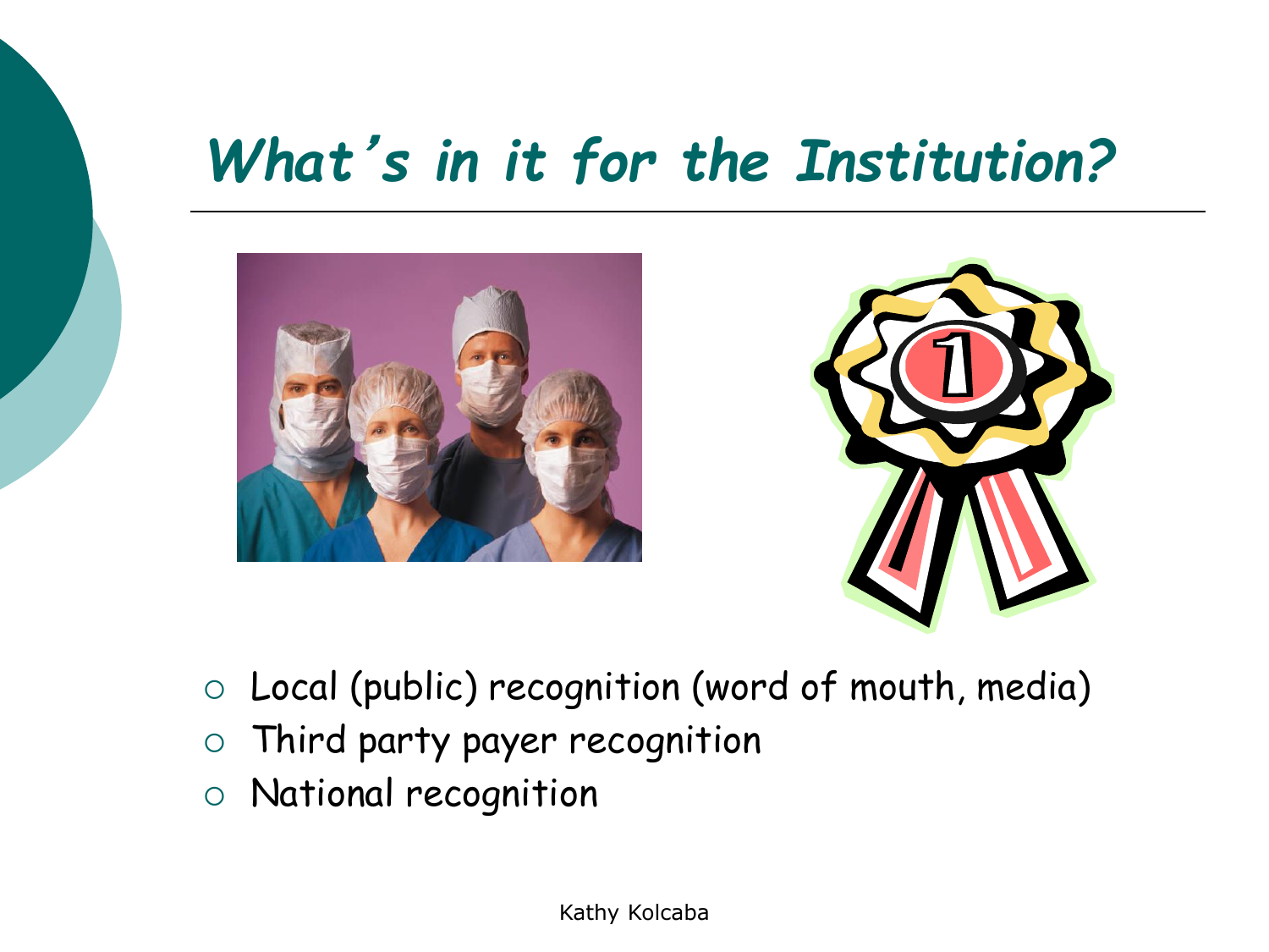# *What's in it for the Institution?*

- Local (public) recognition (word of mouth, media)
- Third party payer recognition
- National recognition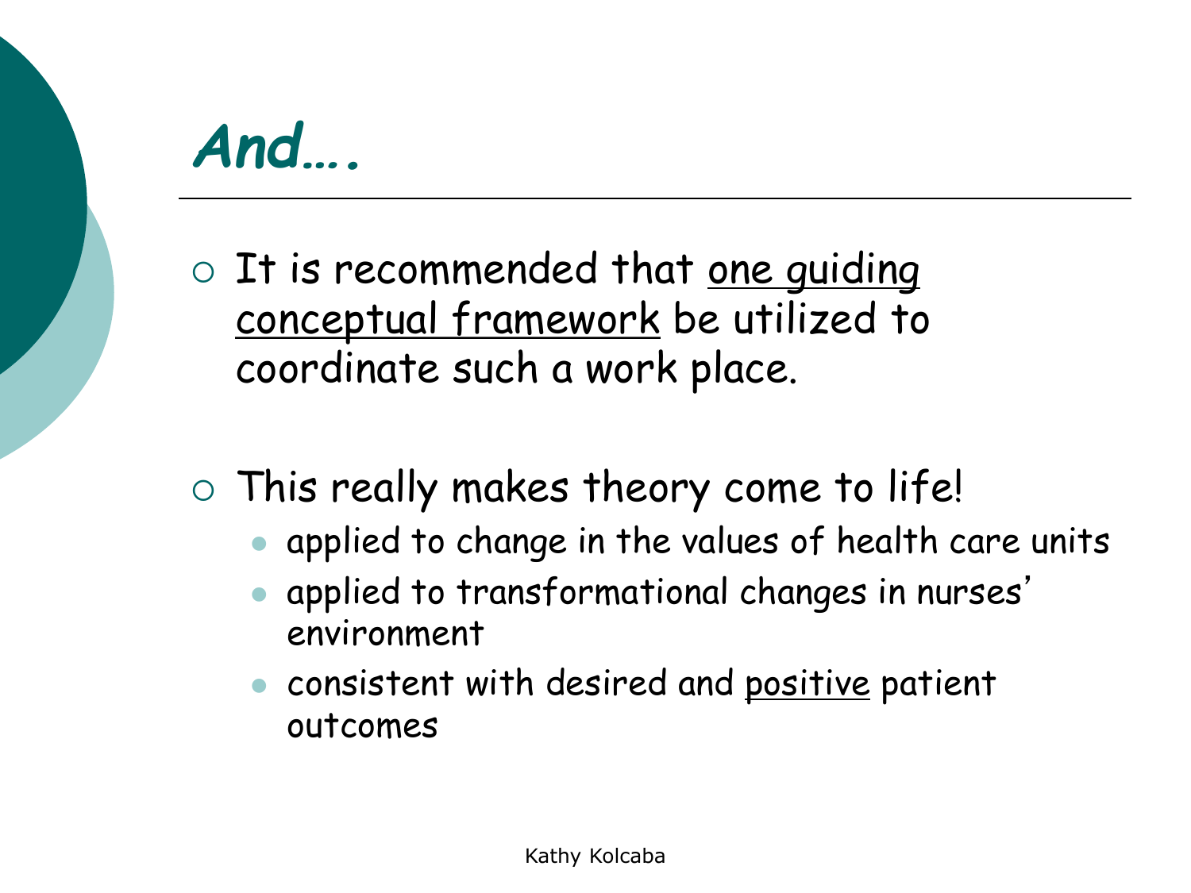# *And….*

- It is recommended that one guiding conceptual framework be utilized to coordinate such a work place.

- This really makes theory come to life!
  - applied to change in the values of health care units
  - applied to transformational changes in nurses' environment
  - consistent with desired and positive patient outcomes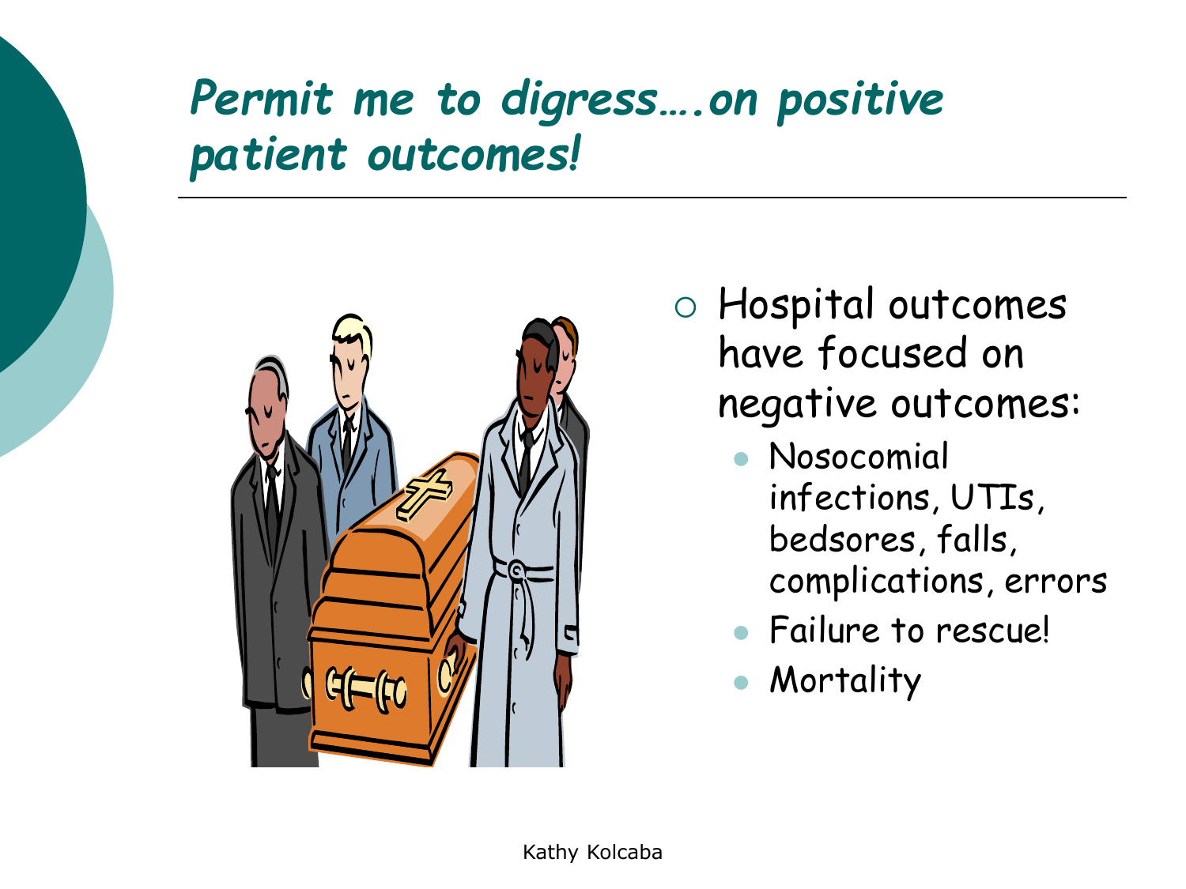# *Permit me to digress….on positive patient outcomes!*

- Hospital outcomes have focused on negative outcomes:
  - Nosocomial infections, UTIs, bedsores, falls, complications, errors
  - Failure to rescue!
  - Mortality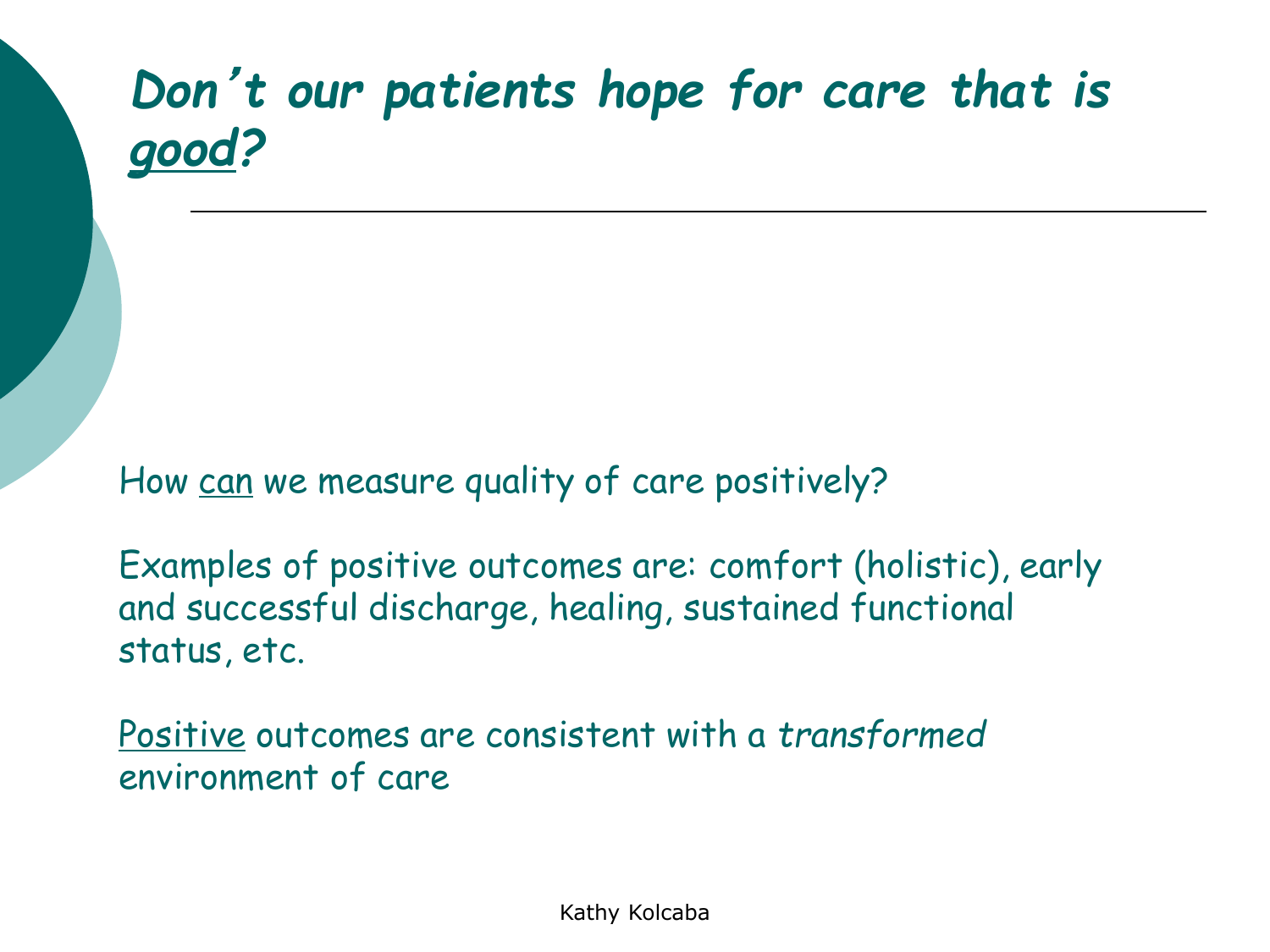# *Don't our patients hope for care that is good?*

How can we measure quality of care positively?

Examples of positive outcomes are: comfort (holistic), early and successful discharge, healing, sustained functional status, etc.

Positive outcomes are consistent with a *transformed* environment of care

Kathy Kolcaba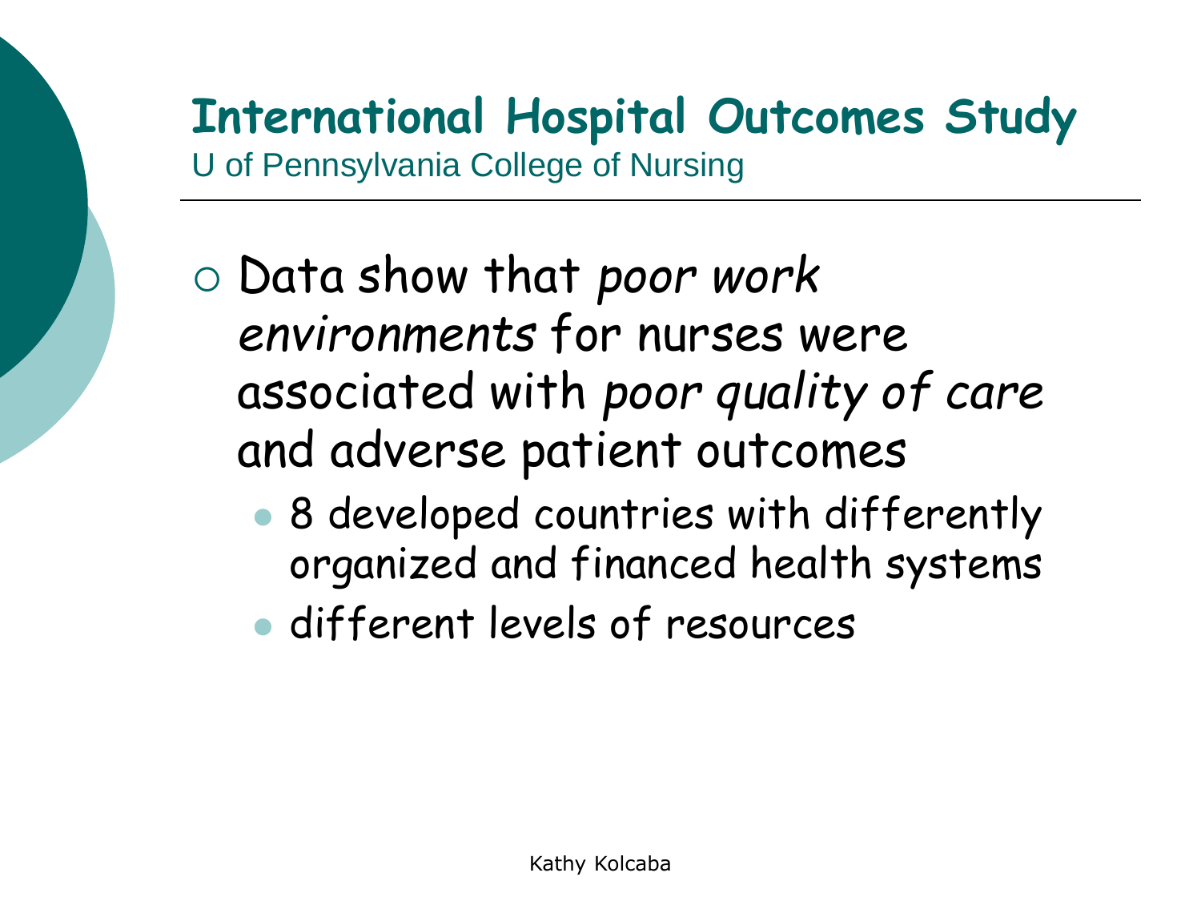# International Hospital Outcomes Study

U of Pennsylvania College of Nursing

- Data show that *poor work environments* for nurses were associated with *poor quality of care* and adverse patient outcomes
  - 8 developed countries with differently organized and financed health systems
  - different levels of resources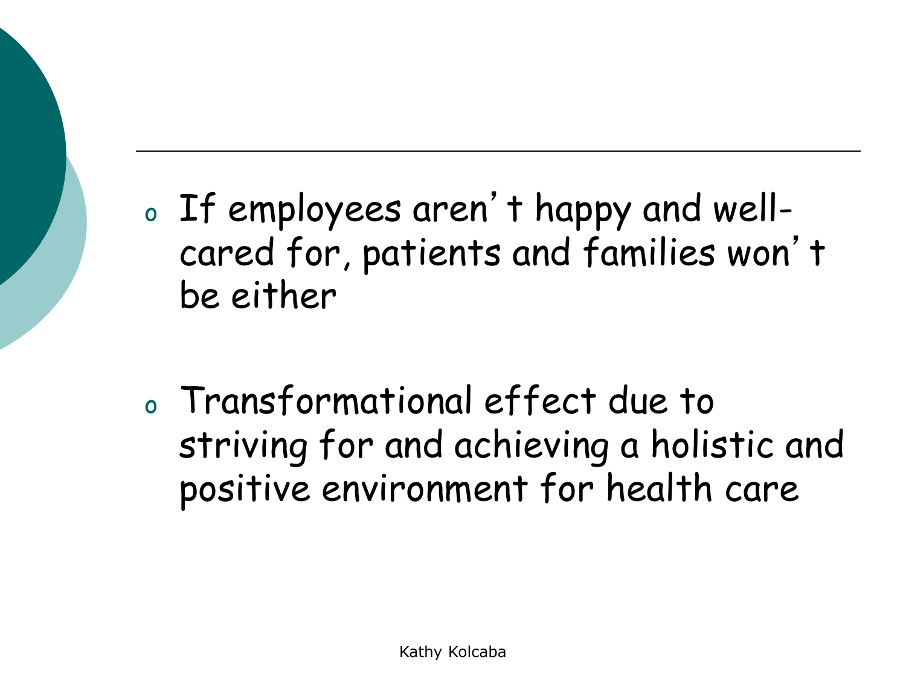- If employees aren't happy and well-cared for, patients and families won't be either

- Transformational effect due to striving for and achieving a holistic and positive environment for health care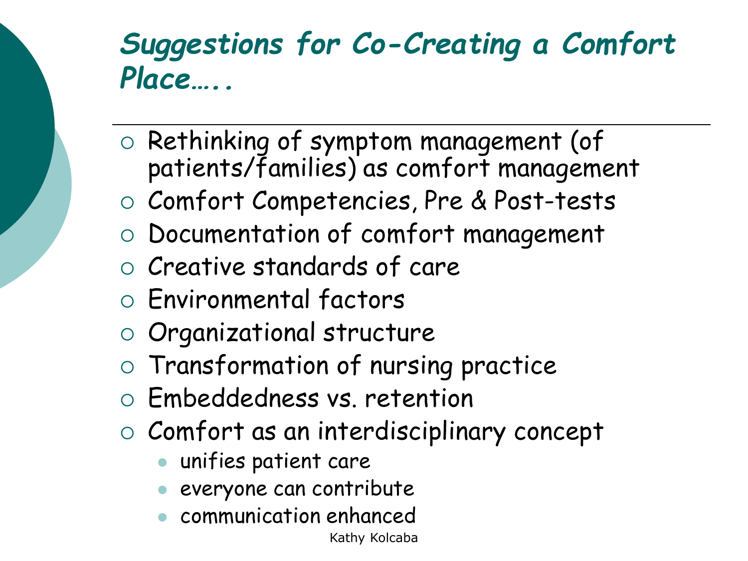# *Suggestions for Co-Creating a Comfort Place…..*

- Rethinking of symptom management (of patients/families) as comfort management
- Comfort Competencies, Pre & Post-tests
- Documentation of comfort management
- Creative standards of care
- Environmental factors
- Organizational structure
- Transformation of nursing practice
- Embeddedness vs. retention
- Comfort as an interdisciplinary concept
  - unifies patient care
  - everyone can contribute
  - communication enhanced

Kathy Kolcaba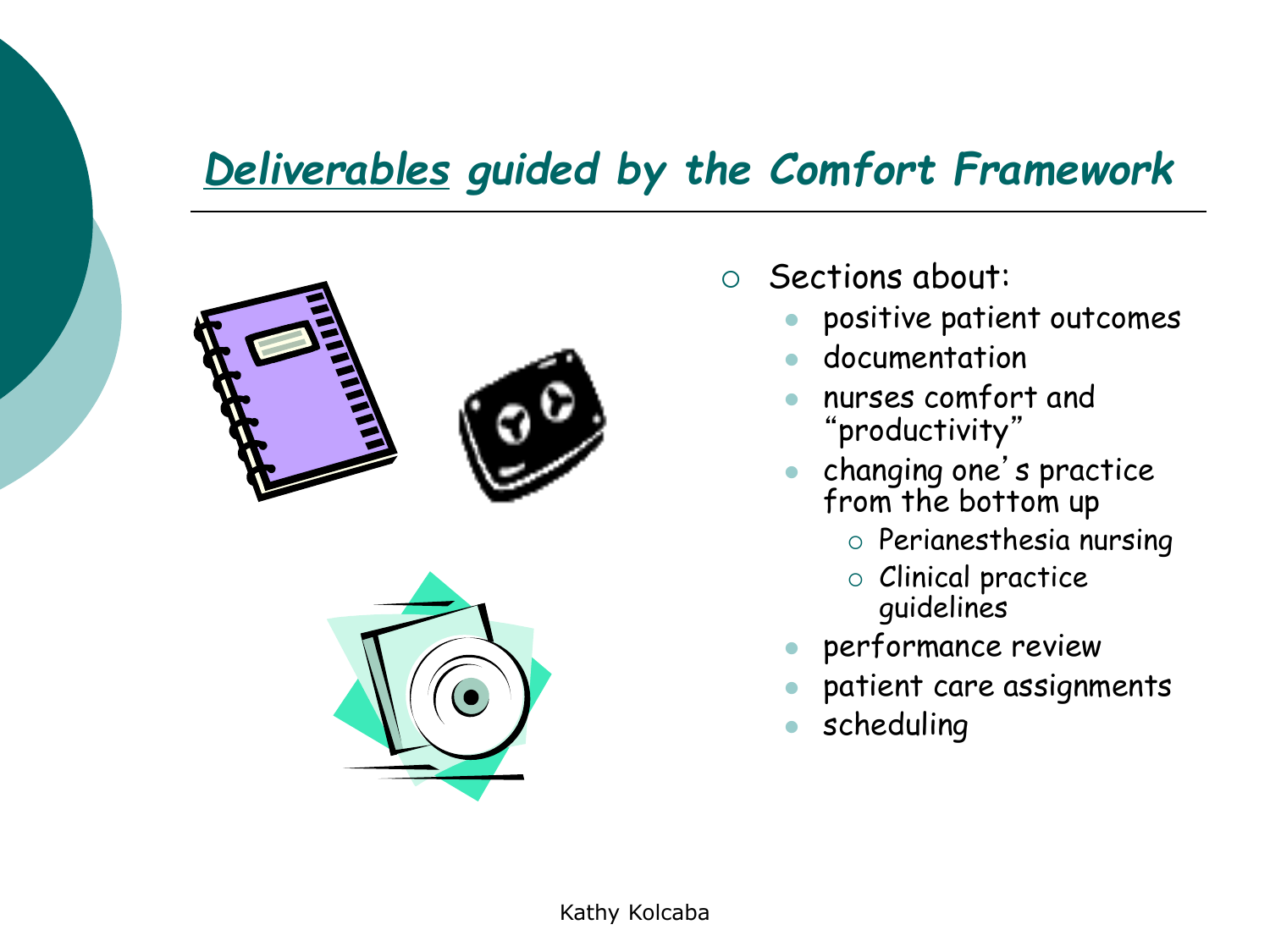## *<u>Deliverables</u> guided by the Comfort Framework*

- Sections about:
  - positive patient outcomes
  - documentation
  - nurses comfort and "productivity"
  - changing one's practice from the bottom up
    - Perianesthesia nursing
    - Clinical practice guidelines
  - performance review
  - patient care assignments
  - scheduling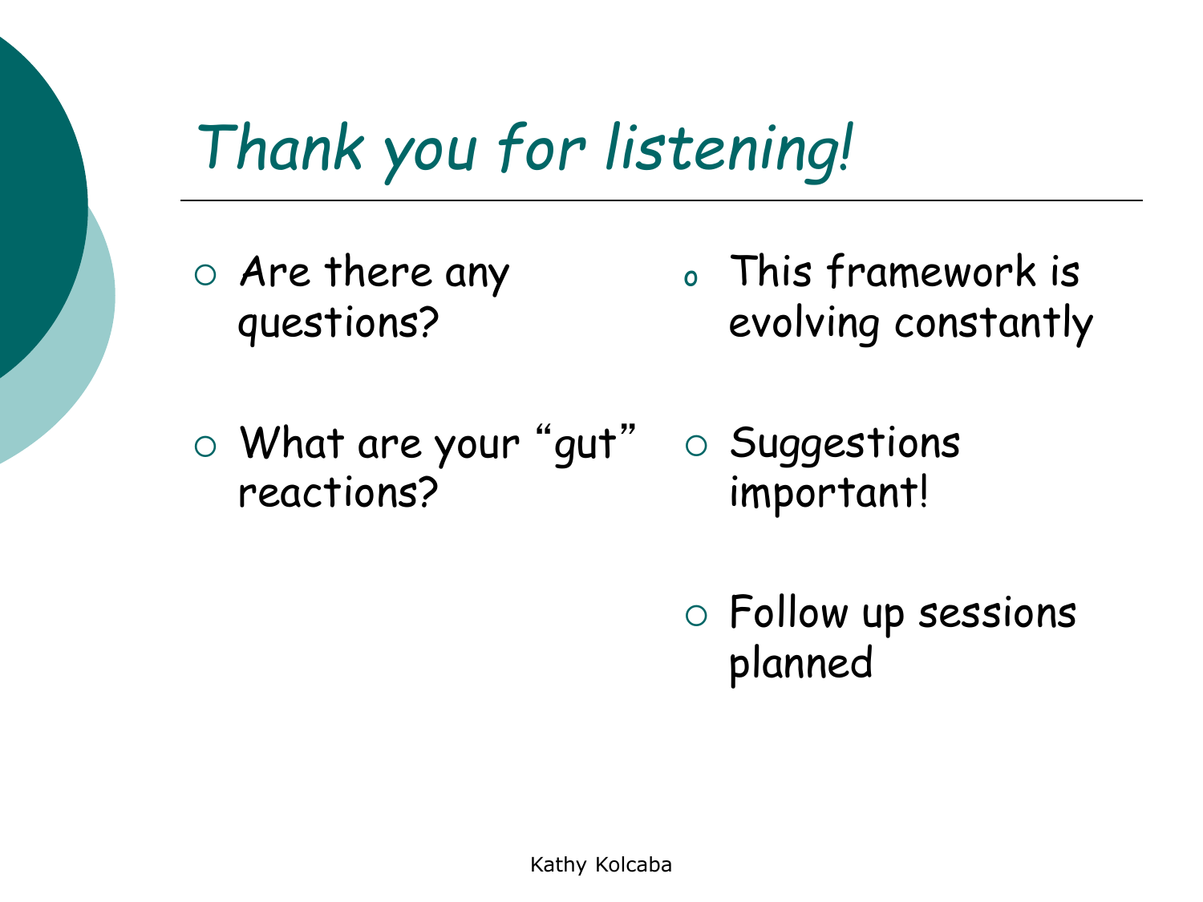# *Thank you for listening!*

- Are there any questions?
- What are your "gut" reactions?
- This framework is evolving constantly
- Suggestions important!
- Follow up sessions planned

Kathy Kolcaba